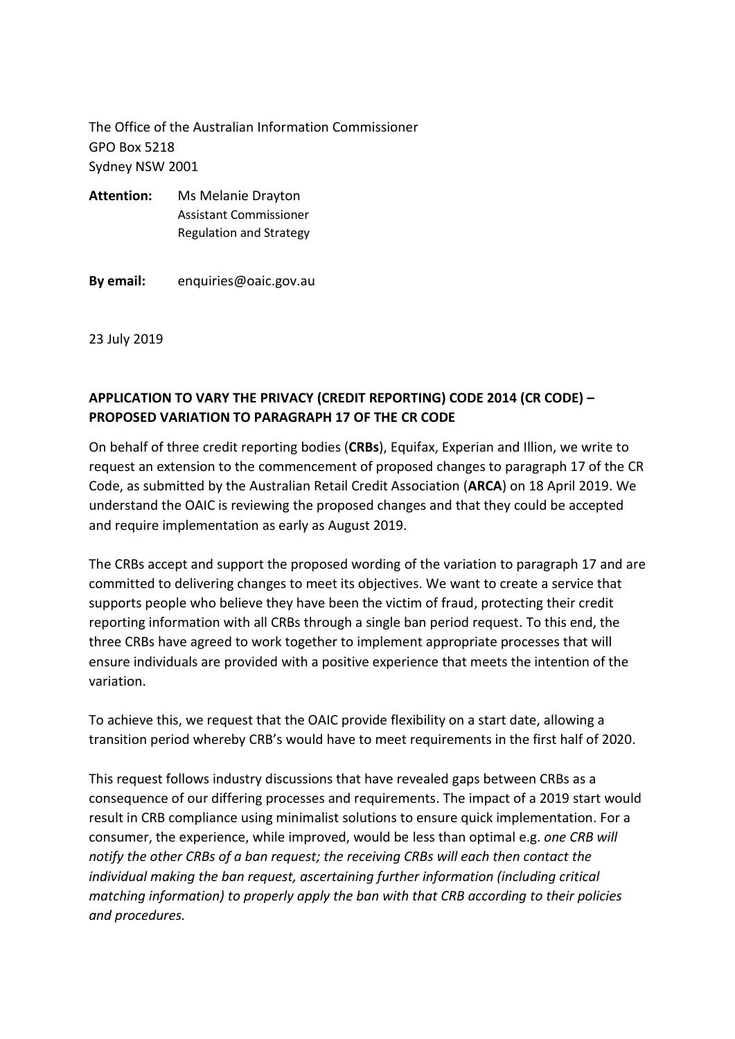The Office of the Australian Information Commissioner
GPO Box 5218
Sydney NSW 2001

**Attention:** Ms Melanie Drayton
Assistant Commissioner
Regulation and Strategy

**By email:** enquiries@oaic.gov.au

23 July 2019

**APPLICATION TO VARY THE PRIVACY (CREDIT REPORTING) CODE 2014 (CR CODE) – PROPOSED VARIATION TO PARAGRAPH 17 OF THE CR CODE**

On behalf of three credit reporting bodies (**CRBs**), Equifax, Experian and Illion, we write to request an extension to the commencement of proposed changes to paragraph 17 of the CR Code, as submitted by the Australian Retail Credit Association (**ARCA**) on 18 April 2019. We understand the OAIC is reviewing the proposed changes and that they could be accepted and require implementation as early as August 2019.

The CRBs accept and support the proposed wording of the variation to paragraph 17 and are committed to delivering changes to meet its objectives. We want to create a service that supports people who believe they have been the victim of fraud, protecting their credit reporting information with all CRBs through a single ban period request. To this end, the three CRBs have agreed to work together to implement appropriate processes that will ensure individuals are provided with a positive experience that meets the intention of the variation.

To achieve this, we request that the OAIC provide flexibility on a start date, allowing a transition period whereby CRB's would have to meet requirements in the first half of 2020.

This request follows industry discussions that have revealed gaps between CRBs as a consequence of our differing processes and requirements. The impact of a 2019 start would result in CRB compliance using minimalist solutions to ensure quick implementation. For a consumer, the experience, while improved, would be less than optimal e.g. *one CRB will notify the other CRBs of a ban request; the receiving CRBs will each then contact the individual making the ban request, ascertaining further information (including critical matching information) to properly apply the ban with that CRB according to their policies and procedures.*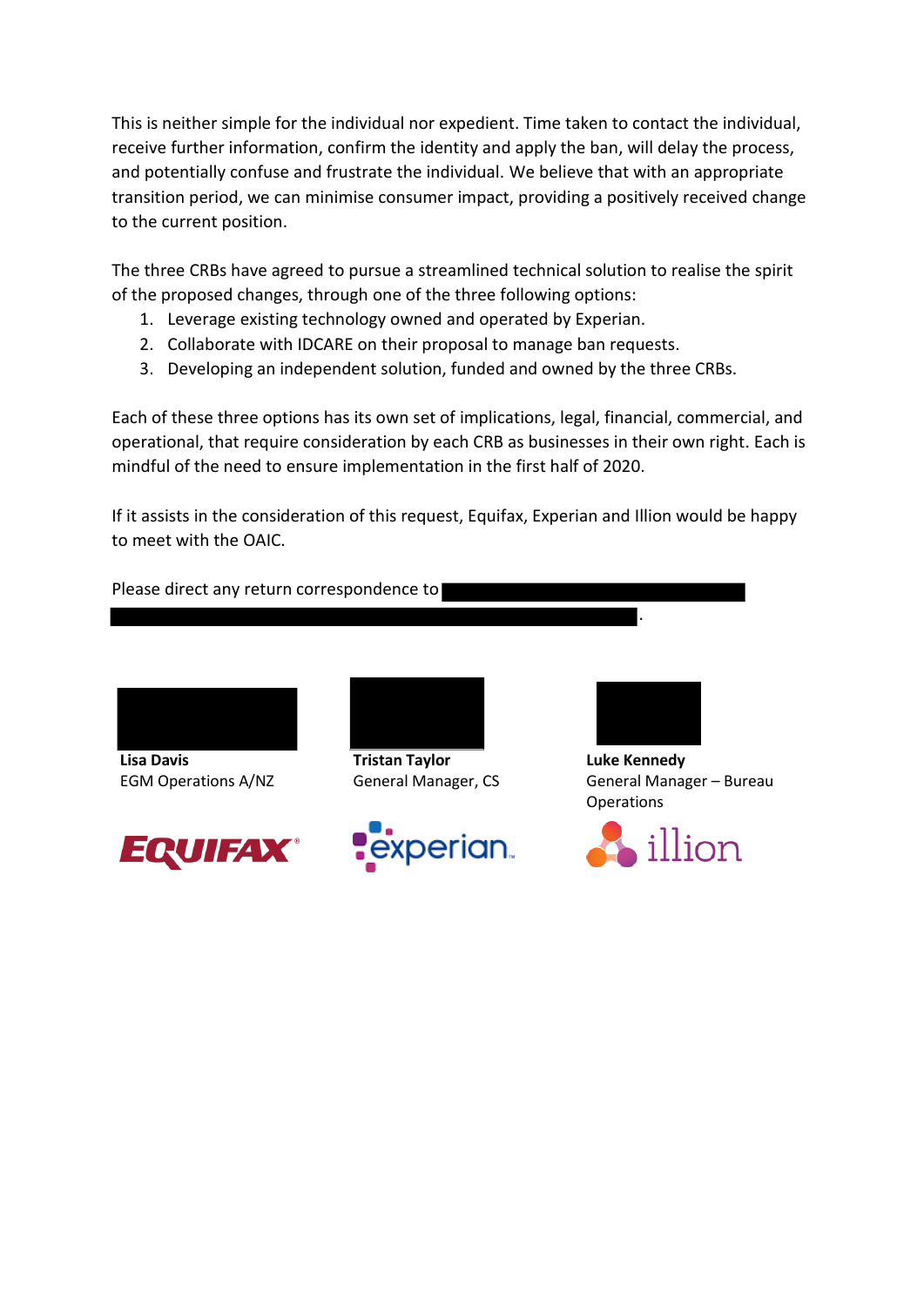This is neither simple for the individual nor expedient. Time taken to contact the individual, receive further information, confirm the identity and apply the ban, will delay the process, and potentially confuse and frustrate the individual. We believe that with an appropriate transition period, we can minimise consumer impact, providing a positively received change to the current position.

The three CRBs have agreed to pursue a streamlined technical solution to realise the spirit of the proposed changes, through one of the three following options:

1. Leverage existing technology owned and operated by Experian.
2. Collaborate with IDCARE on their proposal to manage ban requests.
3. Developing an independent solution, funded and owned by the three CRBs.

Each of these three options has its own set of implications, legal, financial, commercial, and operational, that require consideration by each CRB as businesses in their own right. Each is mindful of the need to ensure implementation in the first half of 2020.

If it assists in the consideration of this request, Equifax, Experian and Illion would be happy to meet with the OAIC.

Please direct any return correspondence to [REDACTED]
[REDACTED].

**Lisa Davis**
EGM Operations A/NZ
EQUIFAX

**Tristan Taylor**
General Manager, CS
experian

**Luke Kennedy**
General Manager – Bureau Operations
illion